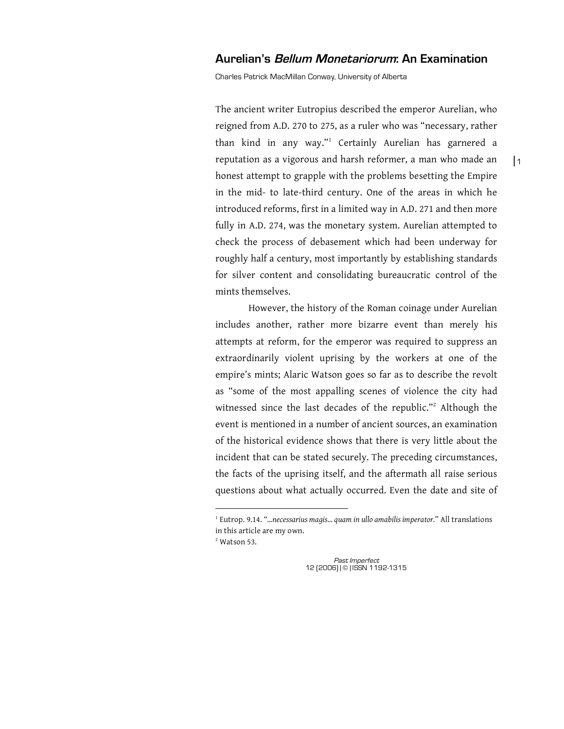# Aurelian's *Bellum Monetariorum*: An Examination

Charles Patrick MacMillan Conway, University of Alberta

The ancient writer Eutropius described the emperor Aurelian, who reigned from A.D. 270 to 275, as a ruler who was "necessary, rather than kind in any way."[1] Certainly Aurelian has garnered a reputation as a vigorous and harsh reformer, a man who made an honest attempt to grapple with the problems besetting the Empire in the mid- to late-third century. One of the areas in which he introduced reforms, first in a limited way in A.D. 271 and then more fully in A.D. 274, was the monetary system. Aurelian attempted to check the process of debasement which had been underway for roughly half a century, most importantly by establishing standards for silver content and consolidating bureaucratic control of the mints themselves.

However, the history of the Roman coinage under Aurelian includes another, rather more bizarre event than merely his attempts at reform, for the emperor was required to suppress an extraordinarily violent uprising by the workers at one of the empire's mints; Alaric Watson goes so far as to describe the revolt as "some of the most appalling scenes of violence the city had witnessed since the last decades of the republic."[2] Although the event is mentioned in a number of ancient sources, an examination of the historical evidence shows that there is very little about the incident that can be stated securely. The preceding circumstances, the facts of the uprising itself, and the aftermath all raise serious questions about what actually occurred. Even the date and site of

---

[1] Eutrop. 9.14. "*...necessarius magis... quam in ullo amabilis imperator.*" All translations in this article are my own.

[2] Watson 53.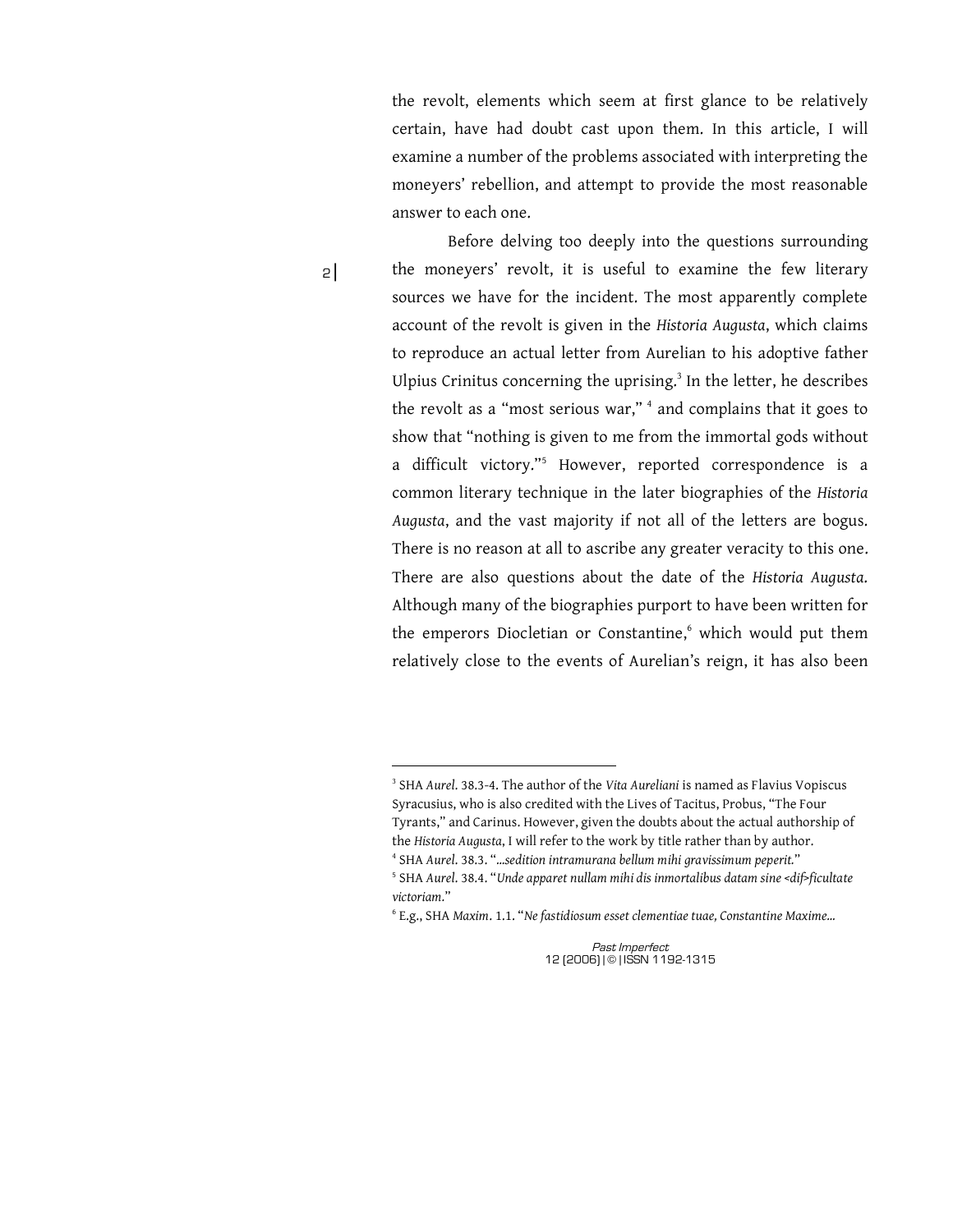the revolt, elements which seem at first glance to be relatively certain, have had doubt cast upon them. In this article, I will examine a number of the problems associated with interpreting the moneyers' rebellion, and attempt to provide the most reasonable answer to each one.

Before delving too deeply into the questions surrounding the moneyers' revolt, it is useful to examine the few literary sources we have for the incident. The most apparently complete account of the revolt is given in the *Historia Augusta*, which claims to reproduce an actual letter from Aurelian to his adoptive father Ulpius Crinitus concerning the uprising.[3] In the letter, he describes the revolt as a "most serious war," [4] and complains that it goes to show that "nothing is given to me from the immortal gods without a difficult victory."[5] However, reported correspondence is a common literary technique in the later biographies of the *Historia Augusta*, and the vast majority if not all of the letters are bogus. There is no reason at all to ascribe any greater veracity to this one. There are also questions about the date of the *Historia Augusta*. Although many of the biographies purport to have been written for the emperors Diocletian or Constantine,[6] which would put them relatively close to the events of Aurelian's reign, it has also been

---

[3] SHA *Aurel*. 38.3-4. The author of the *Vita Aureliani* is named as Flavius Vopiscus Syracusius, who is also credited with the Lives of Tacitus, Probus, "The Four Tyrants," and Carinus. However, given the doubts about the actual authorship of the *Historia Augusta*, I will refer to the work by title rather than by author.

[4] SHA *Aurel*. 38.3. "*...sedition intramurana bellum mihi gravissimum peperit.*"

[5] SHA *Aurel*. 38.4. "*Unde apparet nullam mihi dis inmortalibus datam sine <dif>ficultate victoriam.*"

[6] E.g., SHA *Maxim*. 1.1. "*Ne fastidiosum esset clementiae tuae, Constantine Maxime...*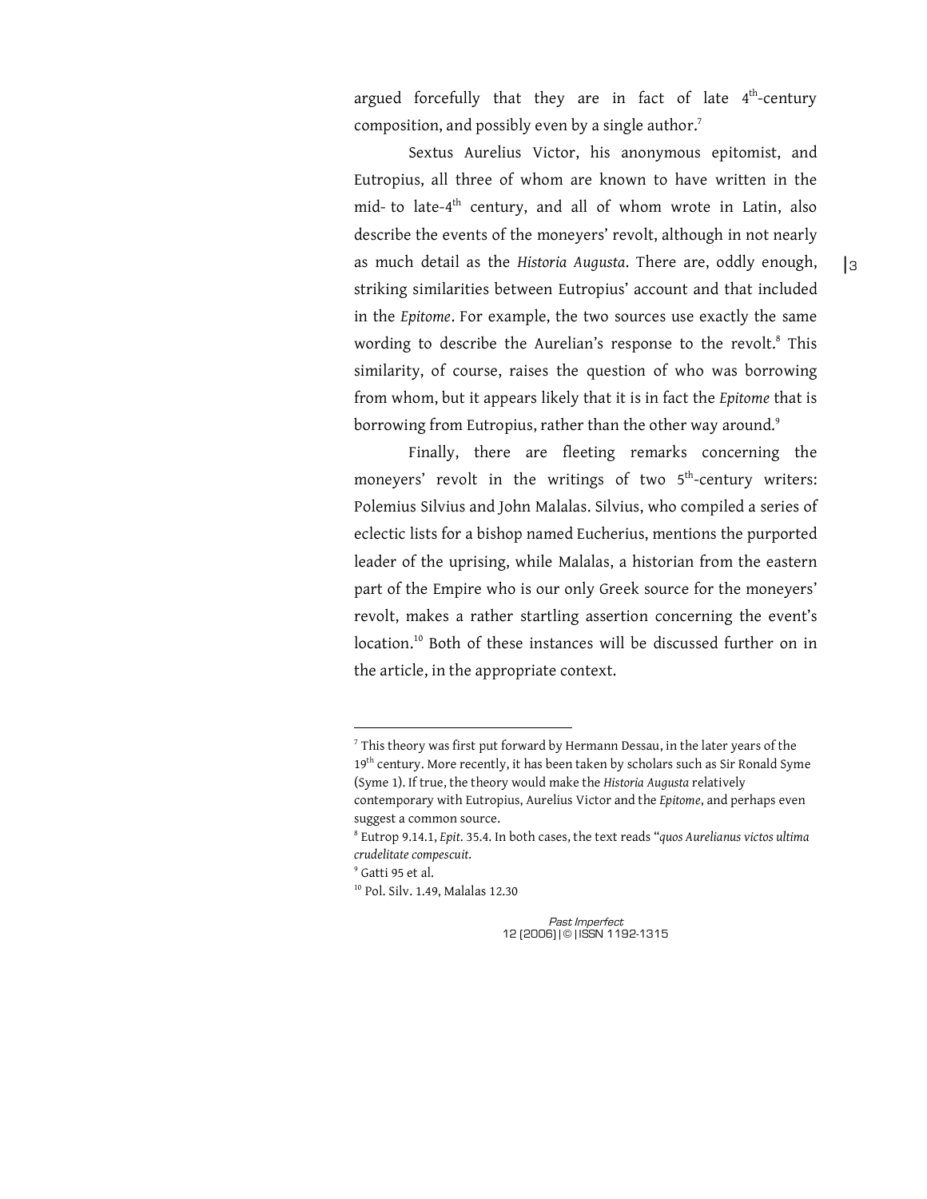argued forcefully that they are in fact of late 4th-century composition, and possibly even by a single author.[7]

Sextus Aurelius Victor, his anonymous epitomist, and Eutropius, all three of whom are known to have written in the mid- to late-4th century, and all of whom wrote in Latin, also describe the events of the moneyers' revolt, although in not nearly as much detail as the *Historia Augusta*. There are, oddly enough, striking similarities between Eutropius' account and that included in the *Epitome*. For example, the two sources use exactly the same wording to describe the Aurelian's response to the revolt.[8] This similarity, of course, raises the question of who was borrowing from whom, but it appears likely that it is in fact the *Epitome* that is borrowing from Eutropius, rather than the other way around.[9]

Finally, there are fleeting remarks concerning the moneyers' revolt in the writings of two 5th-century writers: Polemius Silvius and John Malalas. Silvius, who compiled a series of eclectic lists for a bishop named Eucherius, mentions the purported leader of the uprising, while Malalas, a historian from the eastern part of the Empire who is our only Greek source for the moneyers' revolt, makes a rather startling assertion concerning the event's location.[10] Both of these instances will be discussed further on in the article, in the appropriate context.

---

[7] This theory was first put forward by Hermann Dessau, in the later years of the 19th century. More recently, it has been taken by scholars such as Sir Ronald Syme (Syme 1). If true, the theory would make the *Historia Augusta* relatively contemporary with Eutropius, Aurelius Victor and the *Epitome*, and perhaps even suggest a common source.

[8] Eutrop 9.14.1, *Epit*. 35.4. In both cases, the text reads "*quos Aurelianus victos ultima crudelitate compescuit*.

[9] Gatti 95 et al.

[10] Pol. Silv. 1.49, Malalas 12.30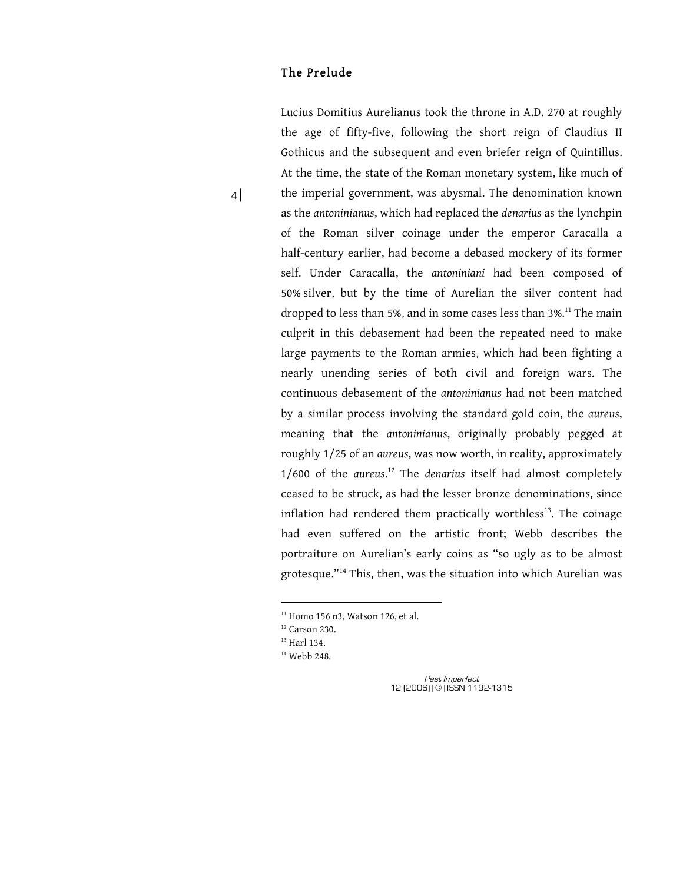### The Prelude

Lucius Domitius Aurelianus took the throne in A.D. 270 at roughly the age of fifty-five, following the short reign of Claudius II Gothicus and the subsequent and even briefer reign of Quintillus. At the time, the state of the Roman monetary system, like much of the imperial government, was abysmal. The denomination known as the *antoninianus*, which had replaced the *denarius* as the lynchpin of the Roman silver coinage under the emperor Caracalla a half-century earlier, had become a debased mockery of its former self. Under Caracalla, the *antoniniani* had been composed of 50% silver, but by the time of Aurelian the silver content had dropped to less than 5%, and in some cases less than 3%.[11] The main culprit in this debasement had been the repeated need to make large payments to the Roman armies, which had been fighting a nearly unending series of both civil and foreign wars. The continuous debasement of the *antoninianus* had not been matched by a similar process involving the standard gold coin, the *aureus*, meaning that the *antoninianus*, originally probably pegged at roughly 1/25 of an *aureus*, was now worth, in reality, approximately 1/600 of the *aureus*.[12] The *denarius* itself had almost completely ceased to be struck, as had the lesser bronze denominations, since inflation had rendered them practically worthless[13]. The coinage had even suffered on the artistic front; Webb describes the portraiture on Aurelian's early coins as "so ugly as to be almost grotesque."[14] This, then, was the situation into which Aurelian was

---

[11] Homo 156 n3, Watson 126, et al.

[12] Carson 230.

[13] Harl 134.

[14] Webb 248.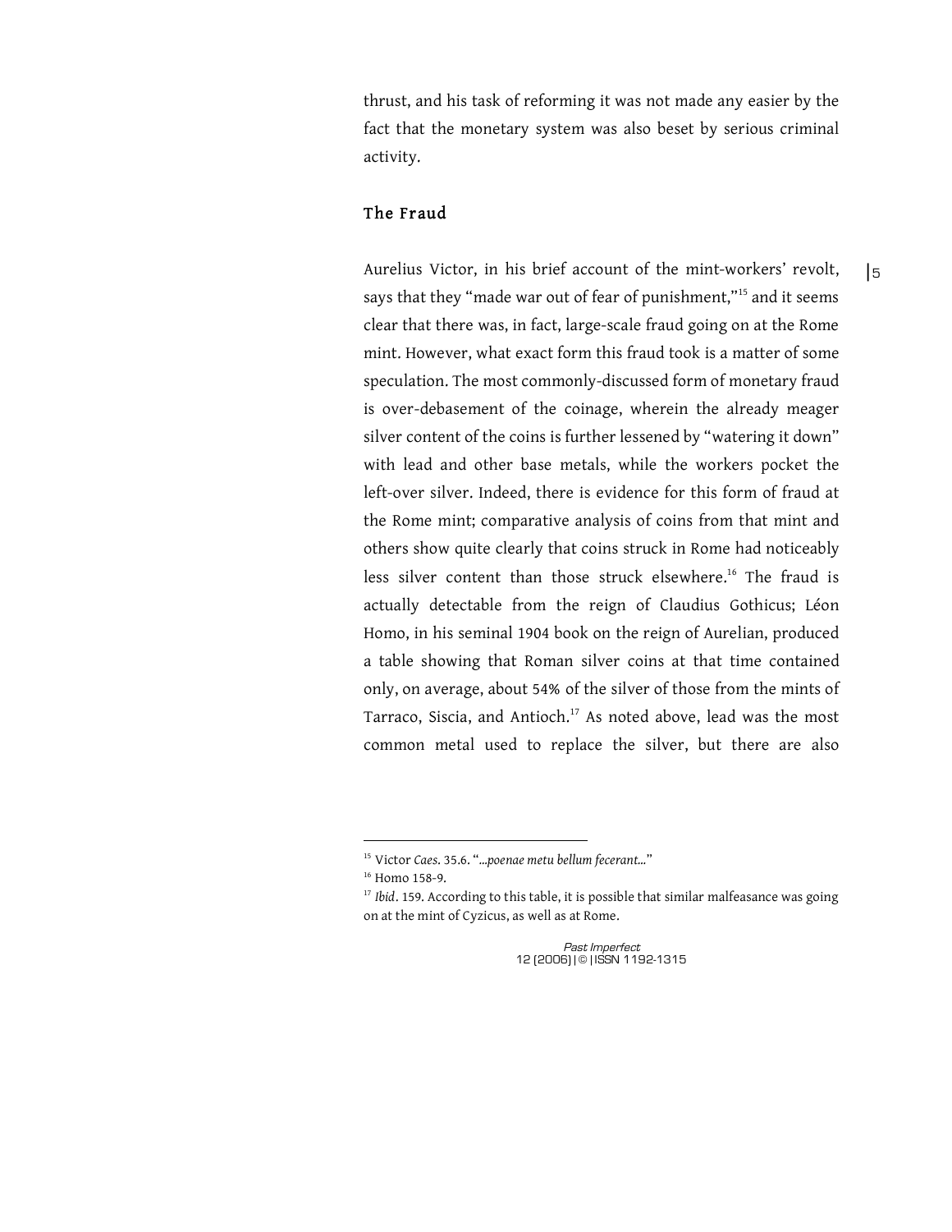thrust, and his task of reforming it was not made any easier by the fact that the monetary system was also beset by serious criminal activity.

## The Fraud

Aurelius Victor, in his brief account of the mint-workers' revolt, says that they "made war out of fear of punishment,"[15] and it seems clear that there was, in fact, large-scale fraud going on at the Rome mint. However, what exact form this fraud took is a matter of some speculation. The most commonly-discussed form of monetary fraud is over-debasement of the coinage, wherein the already meager silver content of the coins is further lessened by "watering it down" with lead and other base metals, while the workers pocket the left-over silver. Indeed, there is evidence for this form of fraud at the Rome mint; comparative analysis of coins from that mint and others show quite clearly that coins struck in Rome had noticeably less silver content than those struck elsewhere.[16] The fraud is actually detectable from the reign of Claudius Gothicus; Léon Homo, in his seminal 1904 book on the reign of Aurelian, produced a table showing that Roman silver coins at that time contained only, on average, about 54% of the silver of those from the mints of Tarraco, Siscia, and Antioch.[17] As noted above, lead was the most common metal used to replace the silver, but there are also

---

[15] Victor *Caes*. 35.6. "*...poenae metu bellum fecerant...*"

[16] Homo 158-9.

[17] *Ibid*. 159. According to this table, it is possible that similar malfeasance was going on at the mint of Cyzicus, as well as at Rome.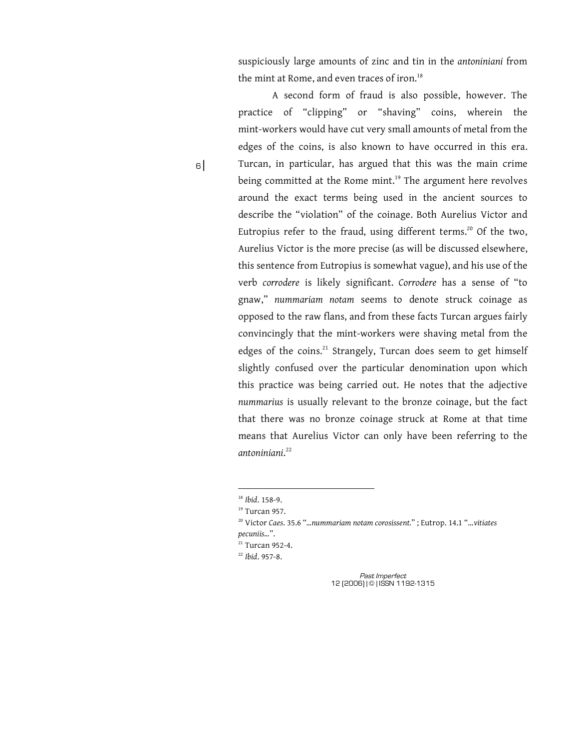suspiciously large amounts of zinc and tin in the *antoniniani* from the mint at Rome, and even traces of iron.[18]

A second form of fraud is also possible, however. The practice of "clipping" or "shaving" coins, wherein the mint-workers would have cut very small amounts of metal from the edges of the coins, is also known to have occurred in this era. Turcan, in particular, has argued that this was the main crime being committed at the Rome mint.[19] The argument here revolves around the exact terms being used in the ancient sources to describe the "violation" of the coinage. Both Aurelius Victor and Eutropius refer to the fraud, using different terms.[20] Of the two, Aurelius Victor is the more precise (as will be discussed elsewhere, this sentence from Eutropius is somewhat vague), and his use of the verb *corrodere* is likely significant. *Corrodere* has a sense of "to gnaw," *nummariam notam* seems to denote struck coinage as opposed to the raw flans, and from these facts Turcan argues fairly convincingly that the mint-workers were shaving metal from the edges of the coins.[21] Strangely, Turcan does seem to get himself slightly confused over the particular denomination upon which this practice was being carried out. He notes that the adjective *nummarius* is usually relevant to the bronze coinage, but the fact that there was no bronze coinage struck at Rome at that time means that Aurelius Victor can only have been referring to the *antoniniani*.[22]

---

[18] *Ibid*. 158-9.

[19] Turcan 957.

[20] Victor *Caes*. 35.6 "*…nummariam notam corosissent.*" ; Eutrop. 14.1 "*…vitiates pecuniis…*".

[21] Turcan 952-4.

[22] *Ibid*. 957-8.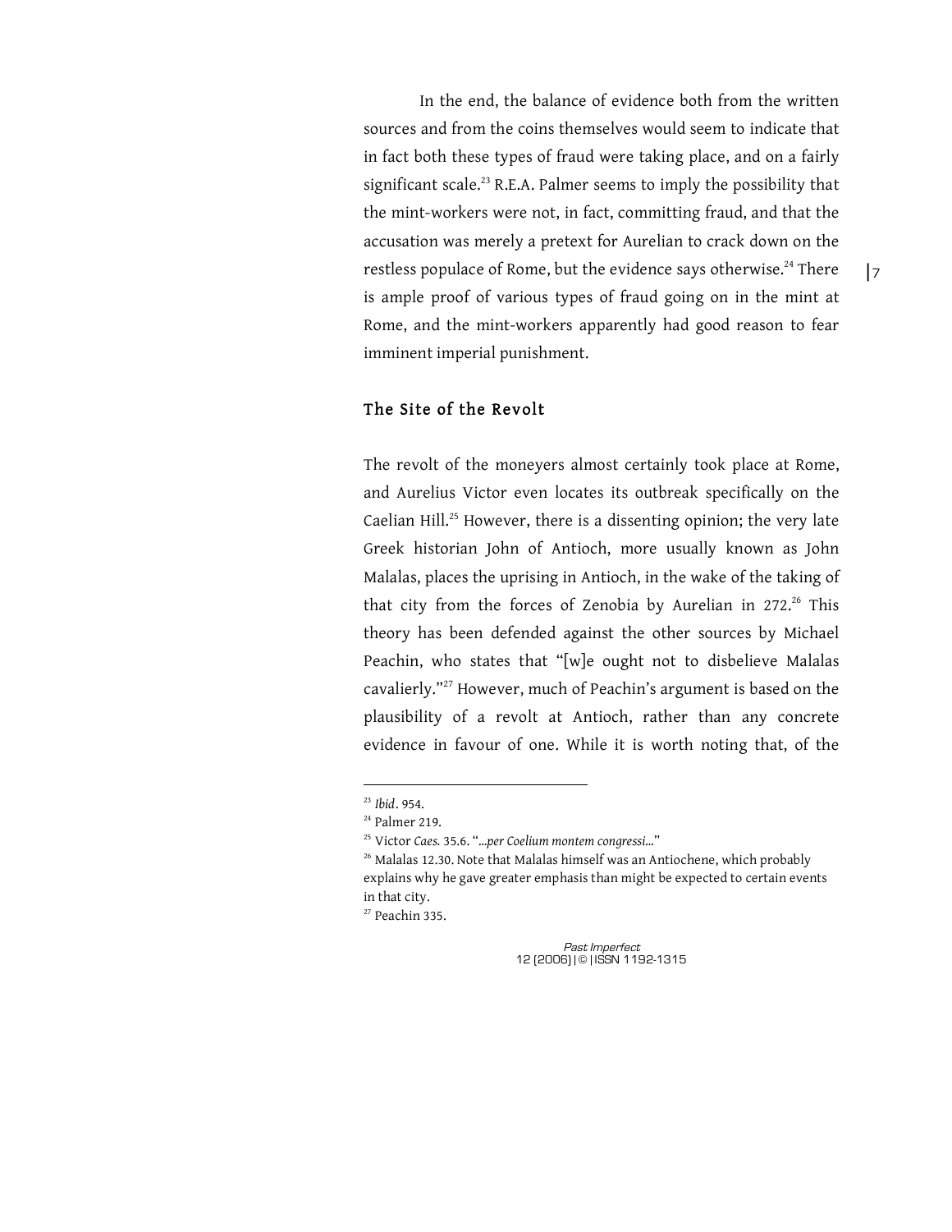In the end, the balance of evidence both from the written sources and from the coins themselves would seem to indicate that in fact both these types of fraud were taking place, and on a fairly significant scale.[23] R.E.A. Palmer seems to imply the possibility that the mint-workers were not, in fact, committing fraud, and that the accusation was merely a pretext for Aurelian to crack down on the restless populace of Rome, but the evidence says otherwise.[24] There is ample proof of various types of fraud going on in the mint at Rome, and the mint-workers apparently had good reason to fear imminent imperial punishment.

## The Site of the Revolt

The revolt of the moneyers almost certainly took place at Rome, and Aurelius Victor even locates its outbreak specifically on the Caelian Hill.[25] However, there is a dissenting opinion; the very late Greek historian John of Antioch, more usually known as John Malalas, places the uprising in Antioch, in the wake of the taking of that city from the forces of Zenobia by Aurelian in 272.[26] This theory has been defended against the other sources by Michael Peachin, who states that "[w]e ought not to disbelieve Malalas cavalierly."[27] However, much of Peachin's argument is based on the plausibility of a revolt at Antioch, rather than any concrete evidence in favour of one. While it is worth noting that, of the

---

[23] *Ibid*. 954.

[24] Palmer 219.

[25] Victor *Caes.* 35.6. "*...per Coelium montem congressi...*"

[26] Malalas 12.30. Note that Malalas himself was an Antiochene, which probably explains why he gave greater emphasis than might be expected to certain events in that city.

[27] Peachin 335.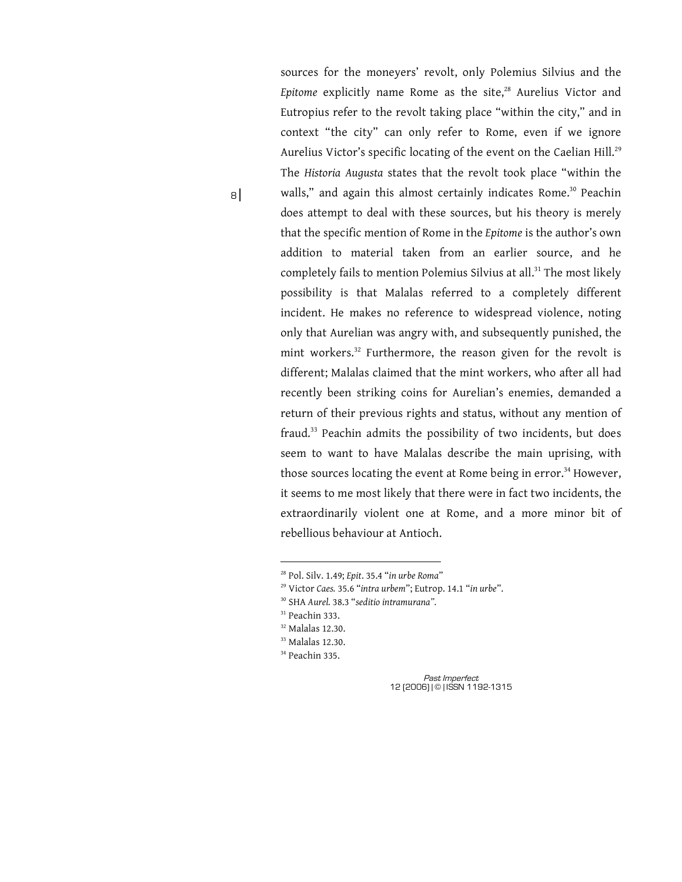sources for the moneyers' revolt, only Polemius Silvius and the *Epitome* explicitly name Rome as the site,[28] Aurelius Victor and Eutropius refer to the revolt taking place "within the city," and in context "the city" can only refer to Rome, even if we ignore Aurelius Victor's specific locating of the event on the Caelian Hill.[29] The *Historia Augusta* states that the revolt took place "within the walls," and again this almost certainly indicates Rome.[30] Peachin does attempt to deal with these sources, but his theory is merely that the specific mention of Rome in the *Epitome* is the author's own addition to material taken from an earlier source, and he completely fails to mention Polemius Silvius at all.[31] The most likely possibility is that Malalas referred to a completely different incident. He makes no reference to widespread violence, noting only that Aurelian was angry with, and subsequently punished, the mint workers.[32] Furthermore, the reason given for the revolt is different; Malalas claimed that the mint workers, who after all had recently been striking coins for Aurelian's enemies, demanded a return of their previous rights and status, without any mention of fraud.[33] Peachin admits the possibility of two incidents, but does seem to want to have Malalas describe the main uprising, with those sources locating the event at Rome being in error.[34] However, it seems to me most likely that there were in fact two incidents, the extraordinarily violent one at Rome, and a more minor bit of rebellious behaviour at Antioch.

---

[28] Pol. Silv. 1.49; *Epit*. 35.4 "*in urbe Roma*"

[29] Victor *Caes.* 35.6 "*intra urbem*"; Eutrop. 14.1 "*in urbe*".

[30] SHA *Aurel.* 38.3 "*seditio intramurana*".

[31] Peachin 333.

[32] Malalas 12.30.

[33] Malalas 12.30.

[34] Peachin 335.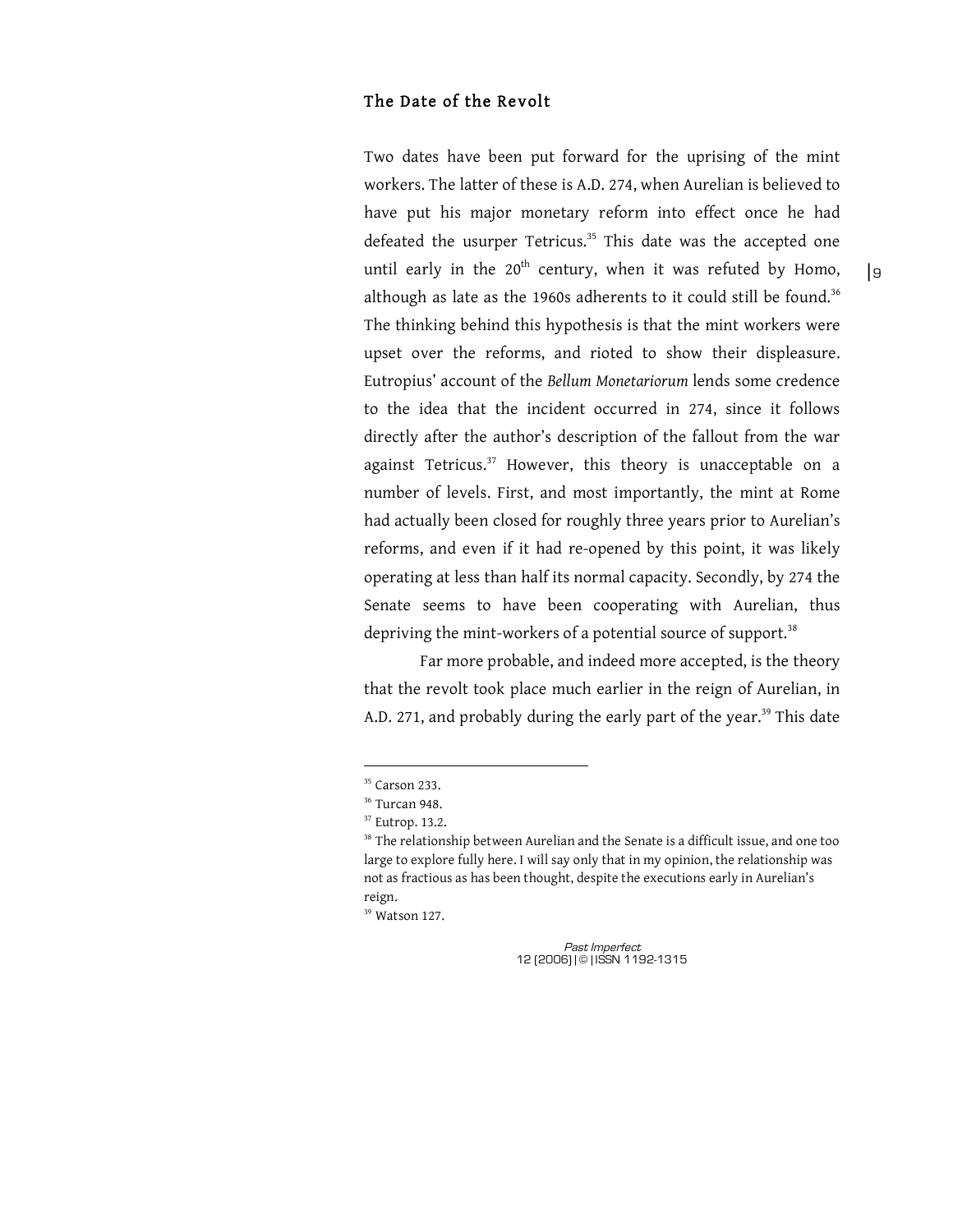## The Date of the Revolt

Two dates have been put forward for the uprising of the mint workers. The latter of these is A.D. 274, when Aurelian is believed to have put his major monetary reform into effect once he had defeated the usurper Tetricus.[35] This date was the accepted one until early in the 20th century, when it was refuted by Homo, although as late as the 1960s adherents to it could still be found.[36] The thinking behind this hypothesis is that the mint workers were upset over the reforms, and rioted to show their displeasure. Eutropius' account of the *Bellum Monetariorum* lends some credence to the idea that the incident occurred in 274, since it follows directly after the author's description of the fallout from the war against Tetricus.[37] However, this theory is unacceptable on a number of levels. First, and most importantly, the mint at Rome had actually been closed for roughly three years prior to Aurelian's reforms, and even if it had re-opened by this point, it was likely operating at less than half its normal capacity. Secondly, by 274 the Senate seems to have been cooperating with Aurelian, thus depriving the mint-workers of a potential source of support.[38]

Far more probable, and indeed more accepted, is the theory that the revolt took place much earlier in the reign of Aurelian, in A.D. 271, and probably during the early part of the year.[39] This date

---

[35] Carson 233.

[36] Turcan 948.

[37] Eutrop. 13.2.

[38] The relationship between Aurelian and the Senate is a difficult issue, and one too large to explore fully here. I will say only that in my opinion, the relationship was not as fractious as has been thought, despite the executions early in Aurelian's reign.

[39] Watson 127.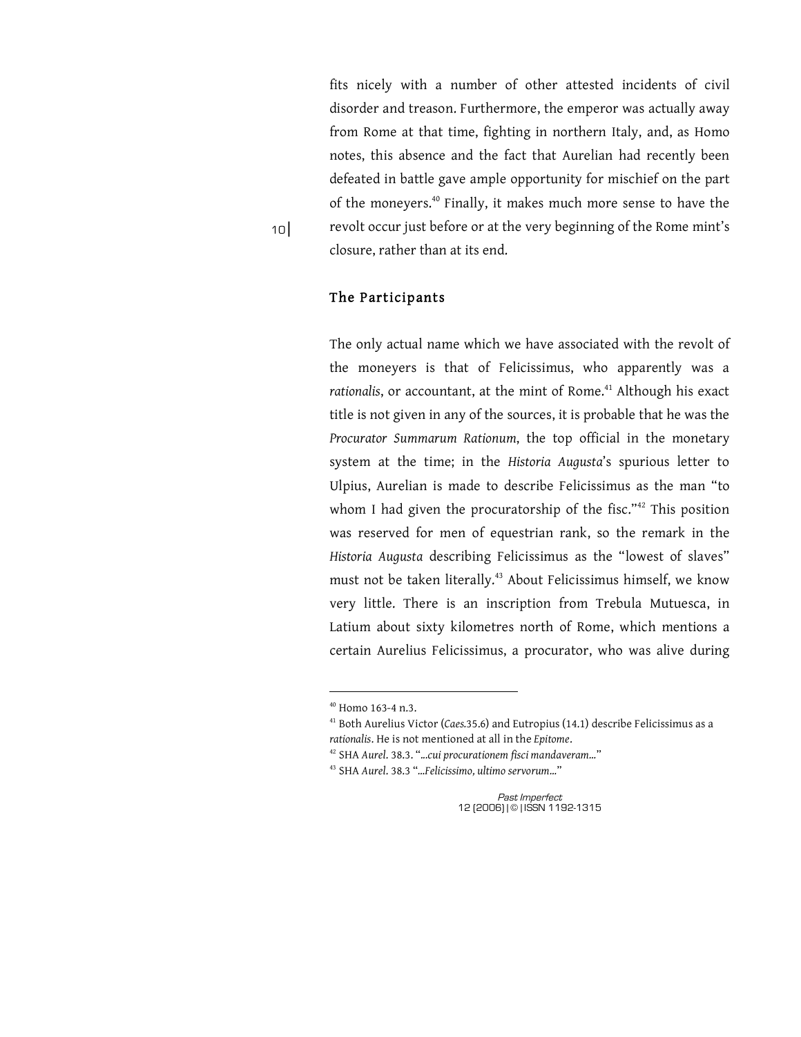fits nicely with a number of other attested incidents of civil disorder and treason. Furthermore, the emperor was actually away from Rome at that time, fighting in northern Italy, and, as Homo notes, this absence and the fact that Aurelian had recently been defeated in battle gave ample opportunity for mischief on the part of the moneyers.[40] Finally, it makes much more sense to have the revolt occur just before or at the very beginning of the Rome mint's closure, rather than at its end.

## The Participants

The only actual name which we have associated with the revolt of the moneyers is that of Felicissimus, who apparently was a *rationalis*, or accountant, at the mint of Rome.[41] Although his exact title is not given in any of the sources, it is probable that he was the *Procurator Summarum Rationum*, the top official in the monetary system at the time; in the *Historia Augusta*'s spurious letter to Ulpius, Aurelian is made to describe Felicissimus as the man "to whom I had given the procuratorship of the fisc."[42] This position was reserved for men of equestrian rank, so the remark in the *Historia Augusta* describing Felicissimus as the "lowest of slaves" must not be taken literally.[43] About Felicissimus himself, we know very little. There is an inscription from Trebula Mutuesca, in Latium about sixty kilometres north of Rome, which mentions a certain Aurelius Felicissimus, a procurator, who was alive during

---

[40] Homo 163-4 n.3.

[41] Both Aurelius Victor (*Caes.*35.6) and Eutropius (14.1) describe Felicissimus as a *rationalis*. He is not mentioned at all in the *Epitome*.

[42] SHA *Aurel.* 38.3. "*...cui procurationem fisci mandaveram...*"

[43] SHA *Aurel*. 38.3 "*...Felicissimo, ultimo servorum...*"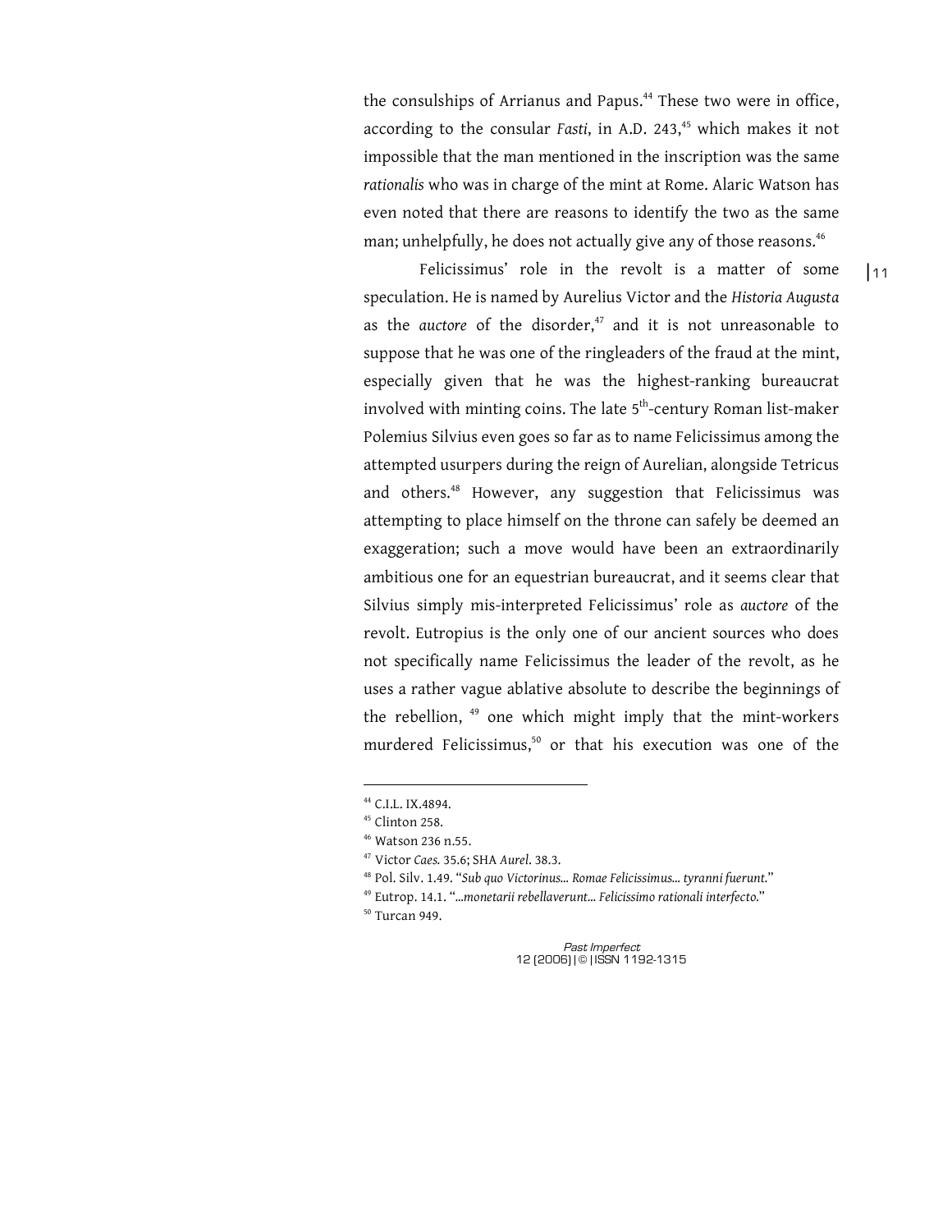the consulships of Arrianus and Papus.[44] These two were in office, according to the consular *Fasti*, in A.D. 243,[45] which makes it not impossible that the man mentioned in the inscription was the same *rationalis* who was in charge of the mint at Rome. Alaric Watson has even noted that there are reasons to identify the two as the same man; unhelpfully, he does not actually give any of those reasons.[46]

Felicissimus' role in the revolt is a matter of some speculation. He is named by Aurelius Victor and the *Historia Augusta* as the *auctore* of the disorder,[47] and it is not unreasonable to suppose that he was one of the ringleaders of the fraud at the mint, especially given that he was the highest-ranking bureaucrat involved with minting coins. The late 5th-century Roman list-maker Polemius Silvius even goes so far as to name Felicissimus among the attempted usurpers during the reign of Aurelian, alongside Tetricus and others.[48] However, any suggestion that Felicissimus was attempting to place himself on the throne can safely be deemed an exaggeration; such a move would have been an extraordinarily ambitious one for an equestrian bureaucrat, and it seems clear that Silvius simply mis-interpreted Felicissimus' role as *auctore* of the revolt. Eutropius is the only one of our ancient sources who does not specifically name Felicissimus the leader of the revolt, as he uses a rather vague ablative absolute to describe the beginnings of the rebellion, [49] one which might imply that the mint-workers murdered Felicissimus,[50] or that his execution was one of the

---

[44] C.I.L. IX.4894.

[45] Clinton 258.

[46] Watson 236 n.55.

[47] Victor *Caes.* 35.6; SHA *Aurel.* 38.3.

[48] Pol. Silv. 1.49. "*Sub quo Victorinus... Romae Felicissimus... tyranni fuerunt.*"

[49] Eutrop. 14.1. "*...monetarii rebellaverunt... Felicissimo rationali interfecto.*"

[50] Turcan 949.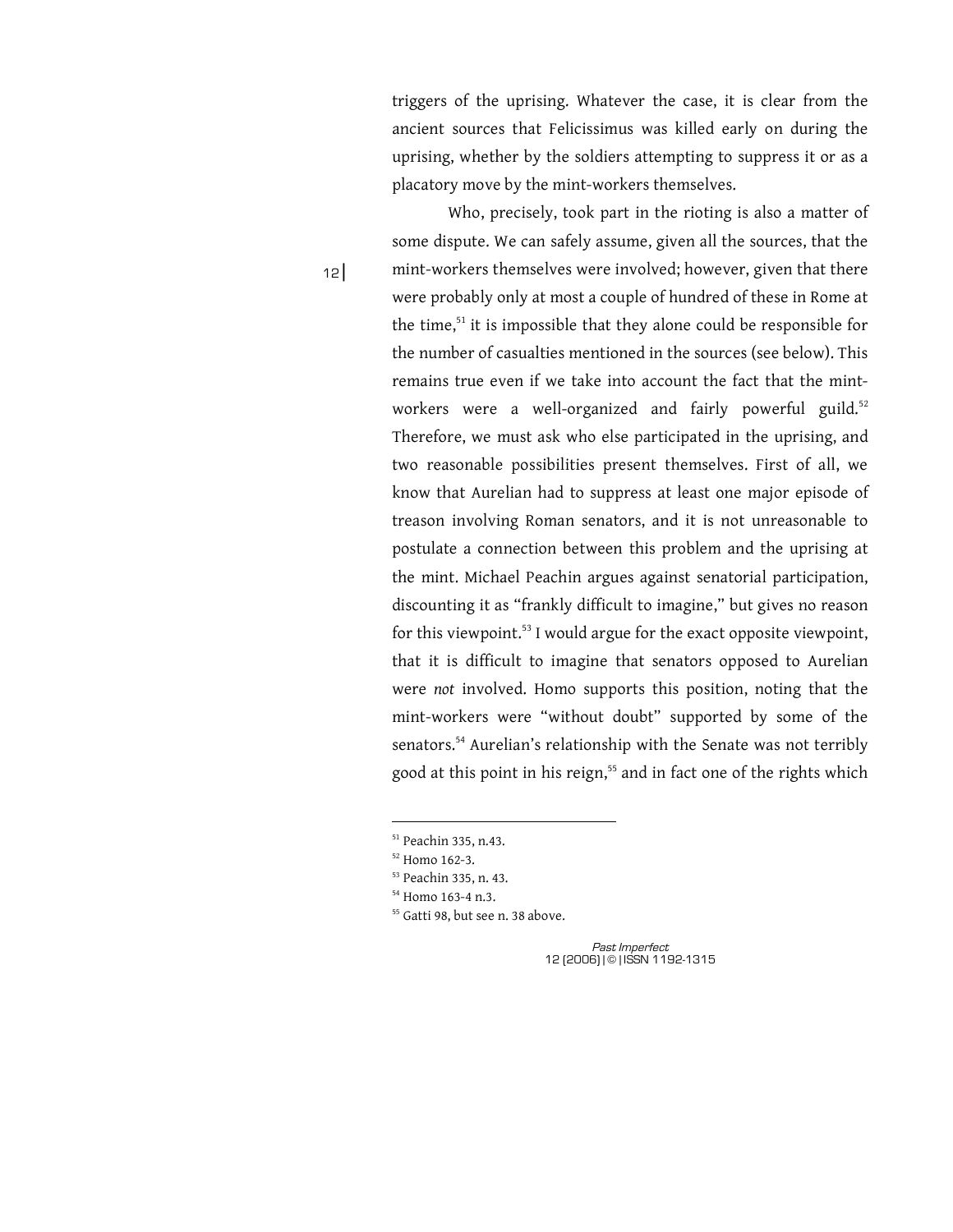triggers of the uprising. Whatever the case, it is clear from the ancient sources that Felicissimus was killed early on during the uprising, whether by the soldiers attempting to suppress it or as a placatory move by the mint-workers themselves.

Who, precisely, took part in the rioting is also a matter of some dispute. We can safely assume, given all the sources, that the mint-workers themselves were involved; however, given that there were probably only at most a couple of hundred of these in Rome at the time,[51] it is impossible that they alone could be responsible for the number of casualties mentioned in the sources (see below). This remains true even if we take into account the fact that the mint-workers were a well-organized and fairly powerful guild.[52] Therefore, we must ask who else participated in the uprising, and two reasonable possibilities present themselves. First of all, we know that Aurelian had to suppress at least one major episode of treason involving Roman senators, and it is not unreasonable to postulate a connection between this problem and the uprising at the mint. Michael Peachin argues against senatorial participation, discounting it as "frankly difficult to imagine," but gives no reason for this viewpoint.[53] I would argue for the exact opposite viewpoint, that it is difficult to imagine that senators opposed to Aurelian were *not* involved. Homo supports this position, noting that the mint-workers were "without doubt" supported by some of the senators.[54] Aurelian's relationship with the Senate was not terribly good at this point in his reign,[55] and in fact one of the rights which

---

[51] Peachin 335, n.43.

[52] Homo 162-3.

[53] Peachin 335, n. 43.

[54] Homo 163-4 n.3.

[55] Gatti 98, but see n. 38 above.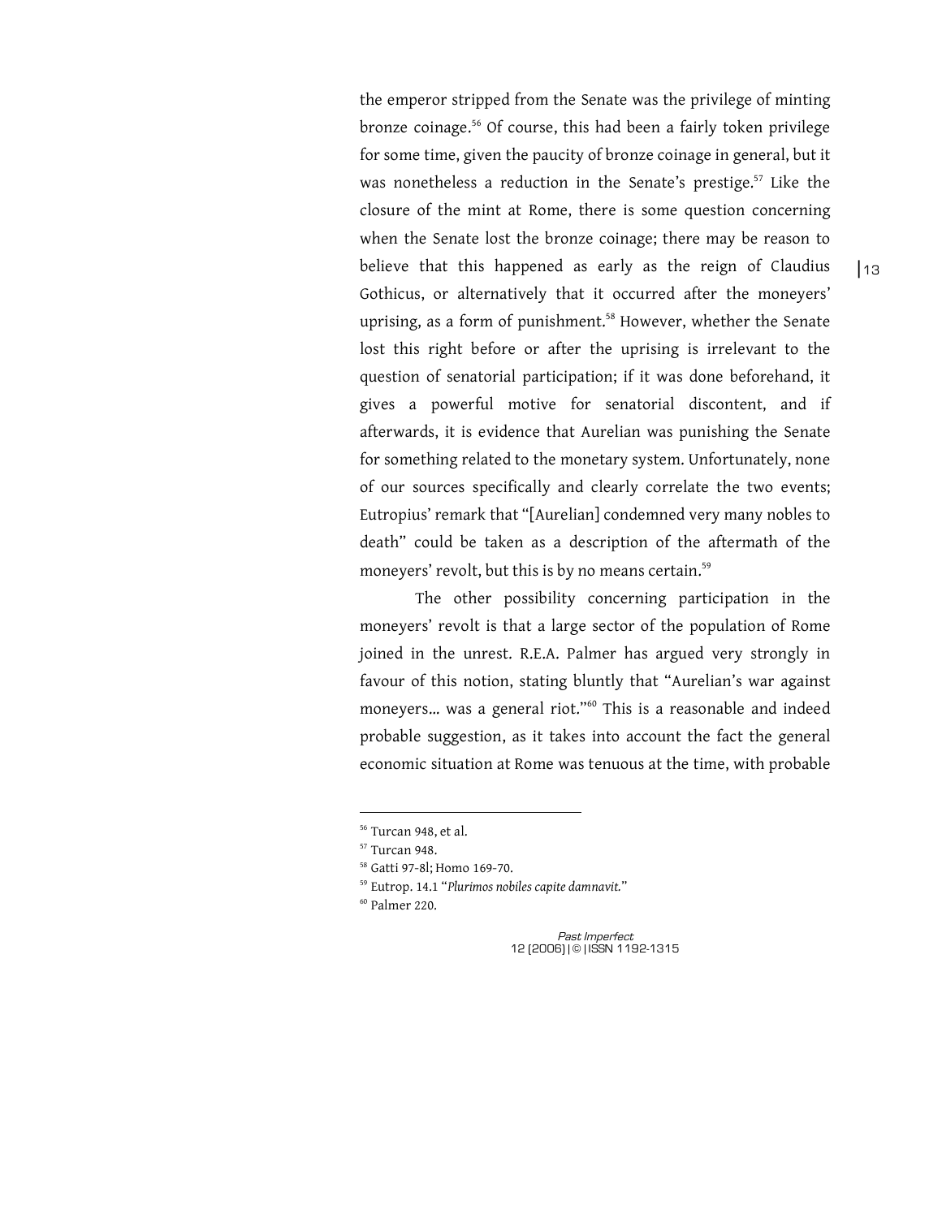the emperor stripped from the Senate was the privilege of minting bronze coinage.[56] Of course, this had been a fairly token privilege for some time, given the paucity of bronze coinage in general, but it was nonetheless a reduction in the Senate's prestige.[57] Like the closure of the mint at Rome, there is some question concerning when the Senate lost the bronze coinage; there may be reason to believe that this happened as early as the reign of Claudius Gothicus, or alternatively that it occurred after the moneyers' uprising, as a form of punishment.[58] However, whether the Senate lost this right before or after the uprising is irrelevant to the question of senatorial participation; if it was done beforehand, it gives a powerful motive for senatorial discontent, and if afterwards, it is evidence that Aurelian was punishing the Senate for something related to the monetary system. Unfortunately, none of our sources specifically and clearly correlate the two events; Eutropius' remark that "[Aurelian] condemned very many nobles to death" could be taken as a description of the aftermath of the moneyers' revolt, but this is by no means certain.[59]

The other possibility concerning participation in the moneyers' revolt is that a large sector of the population of Rome joined in the unrest. R.E.A. Palmer has argued very strongly in favour of this notion, stating bluntly that "Aurelian's war against moneyers… was a general riot."[60] This is a reasonable and indeed probable suggestion, as it takes into account the fact the general economic situation at Rome was tenuous at the time, with probable

---

[56] Turcan 948, et al.

[57] Turcan 948.

[58] Gatti 97-8l; Homo 169-70.

[59] Eutrop. 14.1 "*Plurimos nobiles capite damnavit.*"

[60] Palmer 220.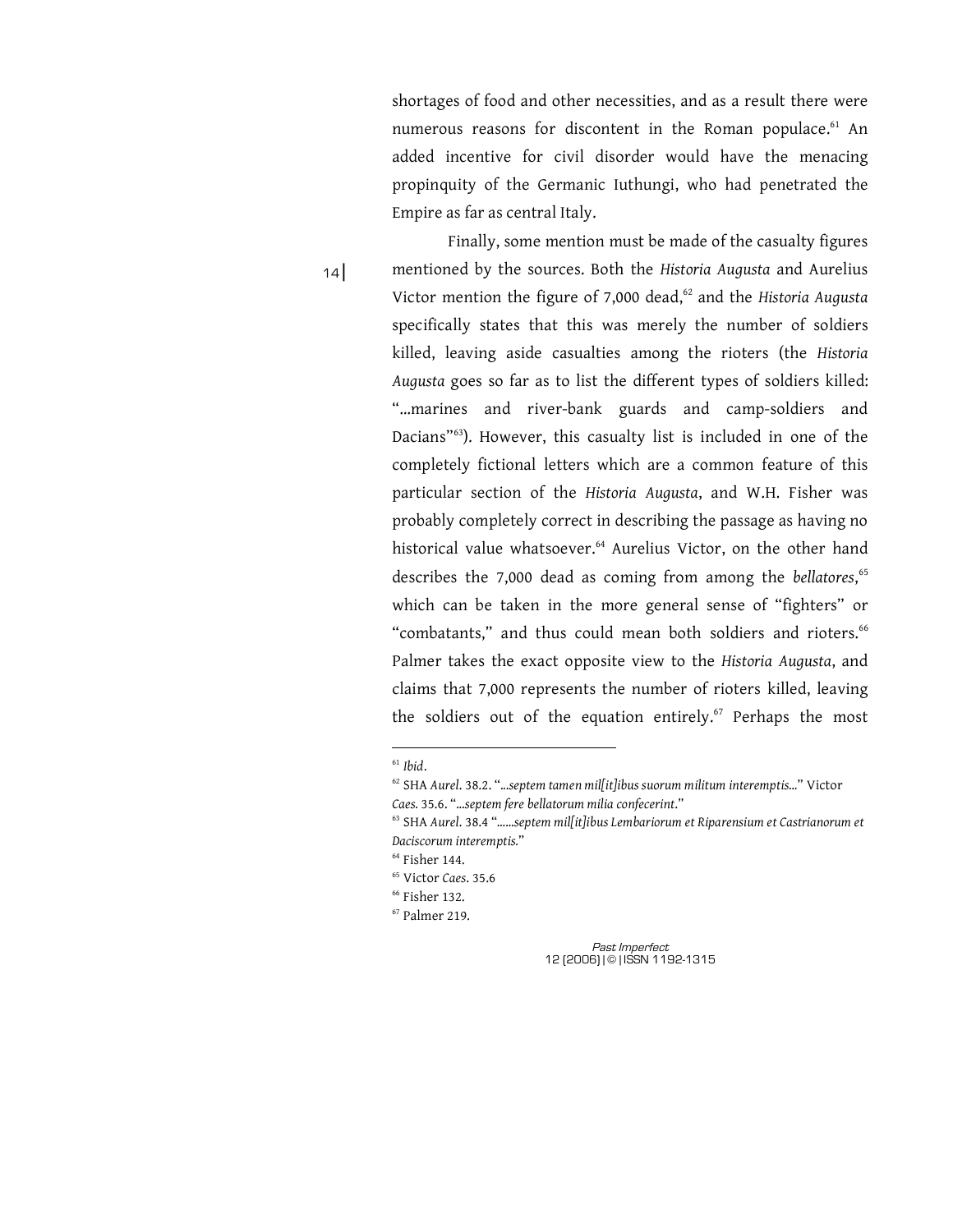shortages of food and other necessities, and as a result there were numerous reasons for discontent in the Roman populace.[61] An added incentive for civil disorder would have the menacing propinquity of the Germanic Iuthungi, who had penetrated the Empire as far as central Italy.

Finally, some mention must be made of the casualty figures mentioned by the sources. Both the *Historia Augusta* and Aurelius Victor mention the figure of 7,000 dead,[62] and the *Historia Augusta* specifically states that this was merely the number of soldiers killed, leaving aside casualties among the rioters (the *Historia Augusta* goes so far as to list the different types of soldiers killed: "...marines and river-bank guards and camp-soldiers and Dacians"[63]). However, this casualty list is included in one of the completely fictional letters which are a common feature of this particular section of the *Historia Augusta*, and W.H. Fisher was probably completely correct in describing the passage as having no historical value whatsoever.[64] Aurelius Victor, on the other hand describes the 7,000 dead as coming from among the *bellatores*,[65] which can be taken in the more general sense of "fighters" or "combatants," and thus could mean both soldiers and rioters.[66] Palmer takes the exact opposite view to the *Historia Augusta*, and claims that 7,000 represents the number of rioters killed, leaving the soldiers out of the equation entirely.[67] Perhaps the most

---

[61] *Ibid*.

[62] SHA *Aurel*. 38.2. "*...septem tamen mil[it]ibus suorum militum interemptis...*" Victor *Caes.* 35.6. "*...septem fere bellatorum milia confecerint.*"

[63] SHA *Aurel*. 38.4 "*......septem mil[it]ibus Lembariorum et Riparensium et Castrianorum et Daciscorum interemptis.*"

[64] Fisher 144.

[65] Victor *Caes*. 35.6

[66] Fisher 132.

[67] Palmer 219.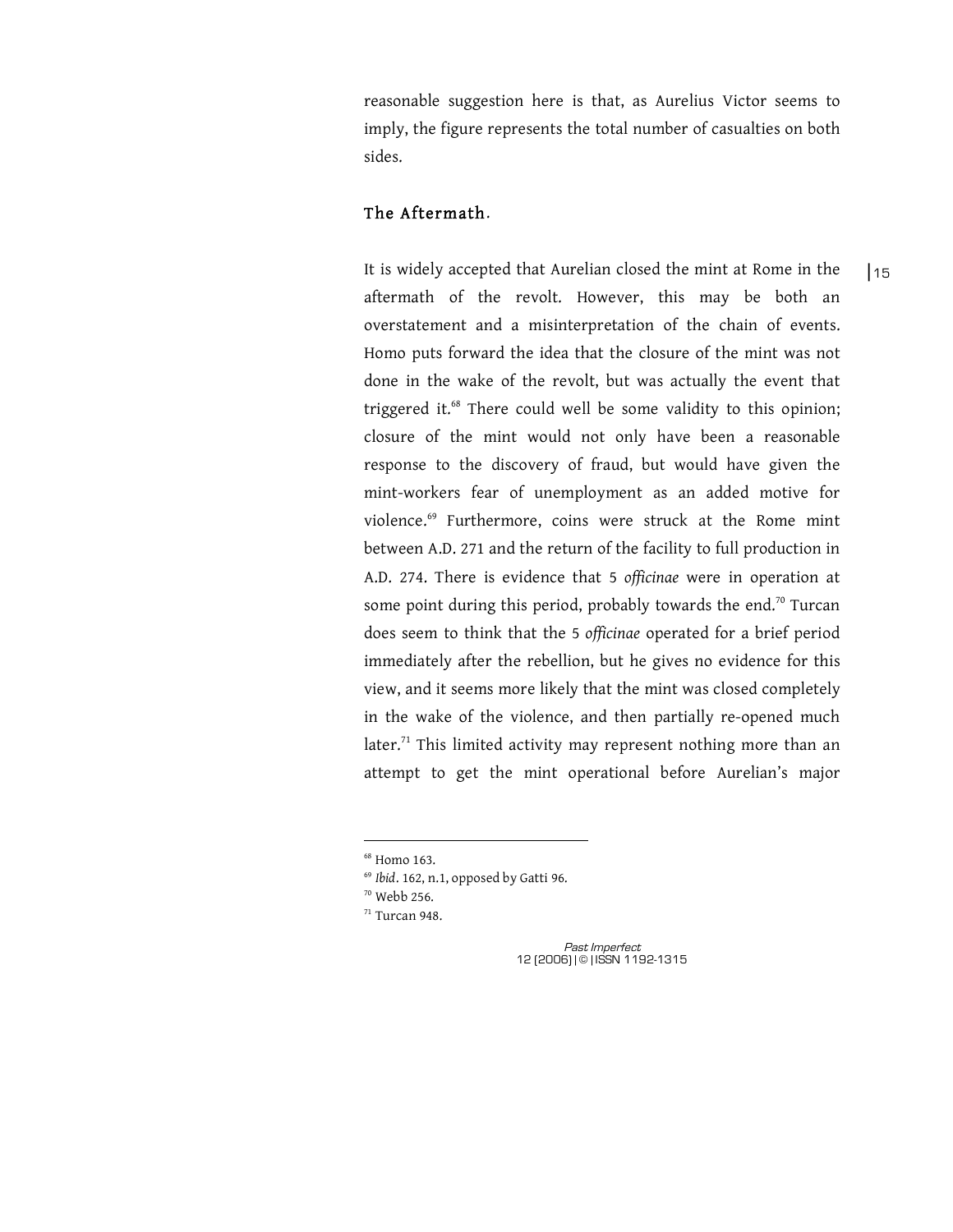reasonable suggestion here is that, as Aurelius Victor seems to imply, the figure represents the total number of casualties on both sides.

## The Aftermath.

It is widely accepted that Aurelian closed the mint at Rome in the aftermath of the revolt. However, this may be both an overstatement and a misinterpretation of the chain of events. Homo puts forward the idea that the closure of the mint was not done in the wake of the revolt, but was actually the event that triggered it.[68] There could well be some validity to this opinion; closure of the mint would not only have been a reasonable response to the discovery of fraud, but would have given the mint-workers fear of unemployment as an added motive for violence.[69] Furthermore, coins were struck at the Rome mint between A.D. 271 and the return of the facility to full production in A.D. 274. There is evidence that 5 *officinae* were in operation at some point during this period, probably towards the end.[70] Turcan does seem to think that the 5 *officinae* operated for a brief period immediately after the rebellion, but he gives no evidence for this view, and it seems more likely that the mint was closed completely in the wake of the violence, and then partially re-opened much later.[71] This limited activity may represent nothing more than an attempt to get the mint operational before Aurelian's major

---

[68] Homo 163.

[69] *Ibid*. 162, n.1, opposed by Gatti 96.

[70] Webb 256.

[71] Turcan 948.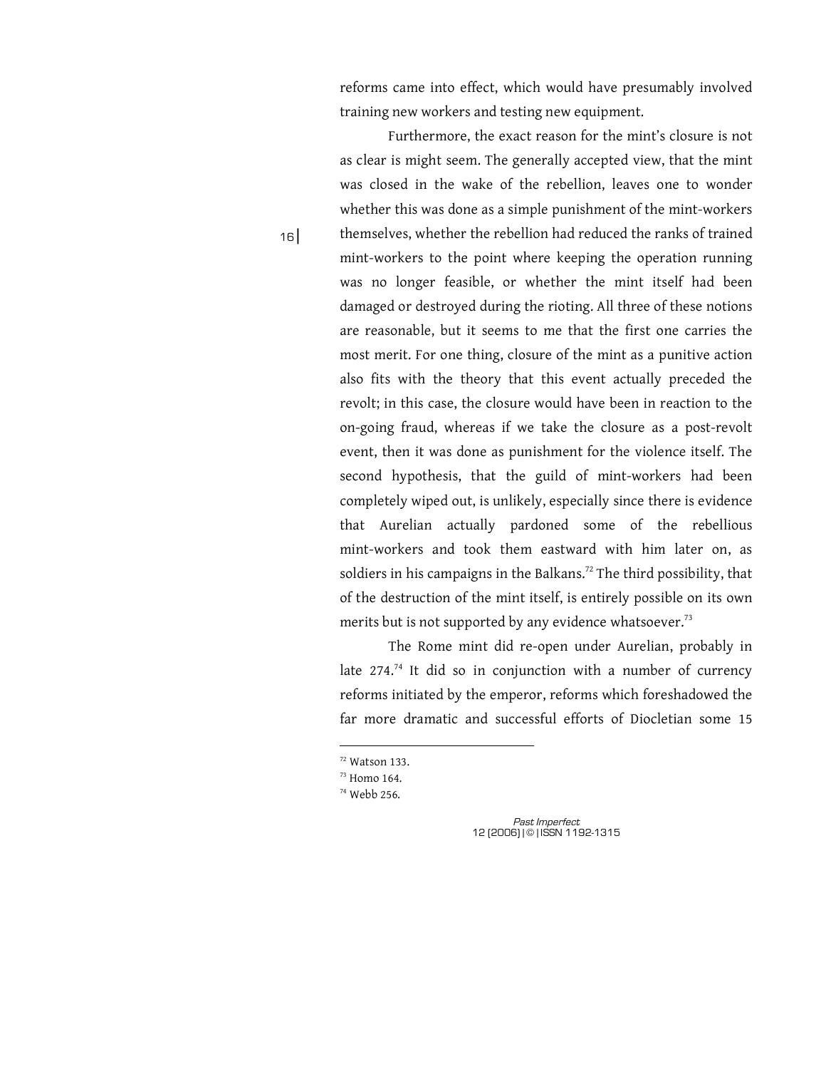reforms came into effect, which would have presumably involved training new workers and testing new equipment.

Furthermore, the exact reason for the mint's closure is not as clear is might seem. The generally accepted view, that the mint was closed in the wake of the rebellion, leaves one to wonder whether this was done as a simple punishment of the mint-workers themselves, whether the rebellion had reduced the ranks of trained mint-workers to the point where keeping the operation running was no longer feasible, or whether the mint itself had been damaged or destroyed during the rioting. All three of these notions are reasonable, but it seems to me that the first one carries the most merit. For one thing, closure of the mint as a punitive action also fits with the theory that this event actually preceded the revolt; in this case, the closure would have been in reaction to the on-going fraud, whereas if we take the closure as a post-revolt event, then it was done as punishment for the violence itself. The second hypothesis, that the guild of mint-workers had been completely wiped out, is unlikely, especially since there is evidence that Aurelian actually pardoned some of the rebellious mint-workers and took them eastward with him later on, as soldiers in his campaigns in the Balkans.[72] The third possibility, that of the destruction of the mint itself, is entirely possible on its own merits but is not supported by any evidence whatsoever.[73]

The Rome mint did re-open under Aurelian, probably in late 274.[74] It did so in conjunction with a number of currency reforms initiated by the emperor, reforms which foreshadowed the far more dramatic and successful efforts of Diocletian some 15

---

[72] Watson 133.

[73] Homo 164.

[74] Webb 256.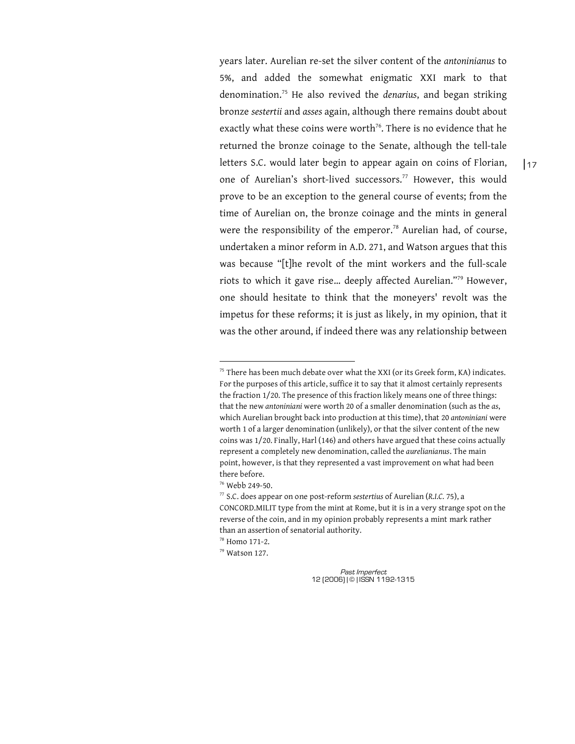years later. Aurelian re-set the silver content of the *antoninianus* to 5%, and added the somewhat enigmatic XXI mark to that denomination.[75] He also revived the *denarius*, and began striking bronze *sestertii* and *asses* again, although there remains doubt about exactly what these coins were worth[76]. There is no evidence that he returned the bronze coinage to the Senate, although the tell-tale letters S.C. would later begin to appear again on coins of Florian, one of Aurelian's short-lived successors.[77] However, this would prove to be an exception to the general course of events; from the time of Aurelian on, the bronze coinage and the mints in general were the responsibility of the emperor.[78] Aurelian had, of course, undertaken a minor reform in A.D. 271, and Watson argues that this was because "[t]he revolt of the mint workers and the full-scale riots to which it gave rise... deeply affected Aurelian."[79] However, one should hesitate to think that the moneyers' revolt was the impetus for these reforms; it is just as likely, in my opinion, that it was the other around, if indeed there was any relationship between

---

[75] There has been much debate over what the XXI (or its Greek form, KA) indicates. For the purposes of this article, suffice it to say that it almost certainly represents the fraction 1/20. The presence of this fraction likely means one of three things: that the new *antoniniani* were worth 20 of a smaller denomination (such as the *as*, which Aurelian brought back into production at this time), that 20 *antoniniani* were worth 1 of a larger denomination (unlikely), or that the silver content of the new coins was 1/20. Finally, Harl (146) and others have argued that these coins actually represent a completely new denomination, called the *aurelianianus*. The main point, however, is that they represented a vast improvement on what had been there before.

[76] Webb 249-50.

[77] S.C. does appear on one post-reform *sestertius* of Aurelian (*R.I.C.* 75), a CONCORD.MILIT type from the mint at Rome, but it is in a very strange spot on the reverse of the coin, and in my opinion probably represents a mint mark rather than an assertion of senatorial authority.

[78] Homo 171-2.

[79] Watson 127.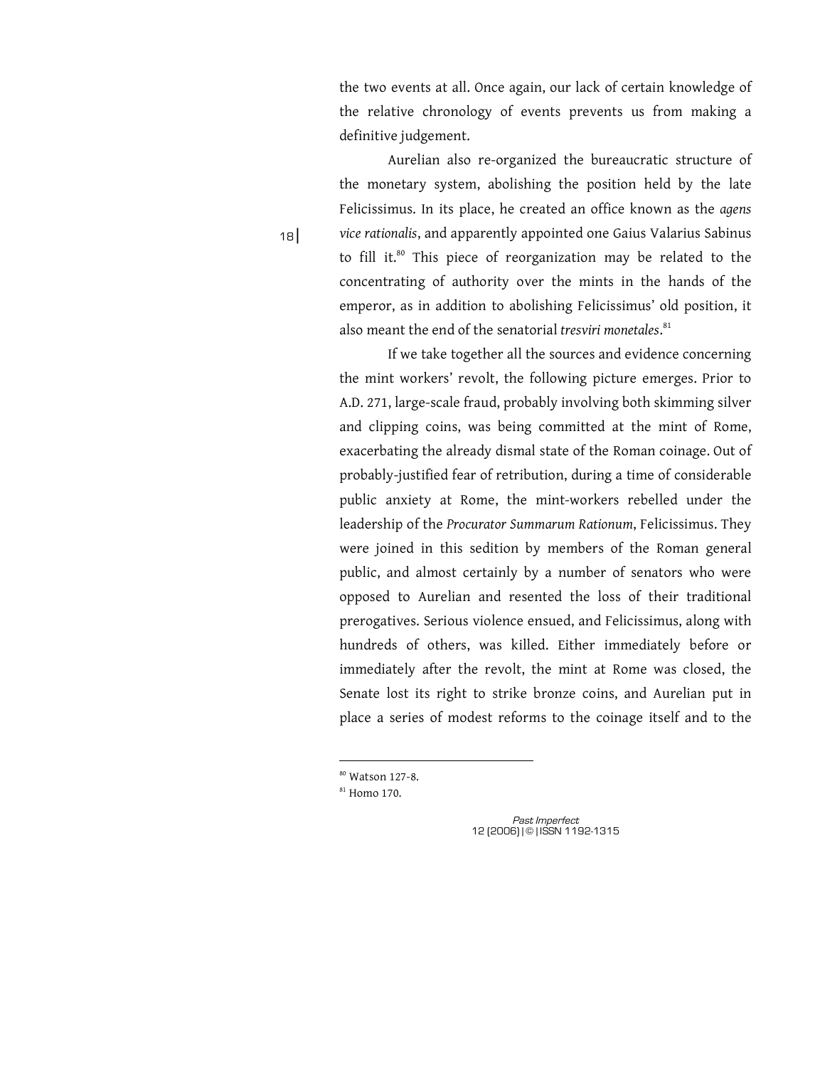the two events at all. Once again, our lack of certain knowledge of the relative chronology of events prevents us from making a definitive judgement.

Aurelian also re-organized the bureaucratic structure of the monetary system, abolishing the position held by the late Felicissimus. In its place, he created an office known as the *agens vice rationalis*, and apparently appointed one Gaius Valarius Sabinus to fill it.[80] This piece of reorganization may be related to the concentrating of authority over the mints in the hands of the emperor, as in addition to abolishing Felicissimus' old position, it also meant the end of the senatorial *tresviri monetales*.[81]

If we take together all the sources and evidence concerning the mint workers' revolt, the following picture emerges. Prior to A.D. 271, large-scale fraud, probably involving both skimming silver and clipping coins, was being committed at the mint of Rome, exacerbating the already dismal state of the Roman coinage. Out of probably-justified fear of retribution, during a time of considerable public anxiety at Rome, the mint-workers rebelled under the leadership of the *Procurator Summarum Rationum*, Felicissimus. They were joined in this sedition by members of the Roman general public, and almost certainly by a number of senators who were opposed to Aurelian and resented the loss of their traditional prerogatives. Serious violence ensued, and Felicissimus, along with hundreds of others, was killed. Either immediately before or immediately after the revolt, the mint at Rome was closed, the Senate lost its right to strike bronze coins, and Aurelian put in place a series of modest reforms to the coinage itself and to the

---

[80] Watson 127-8.

[81] Homo 170.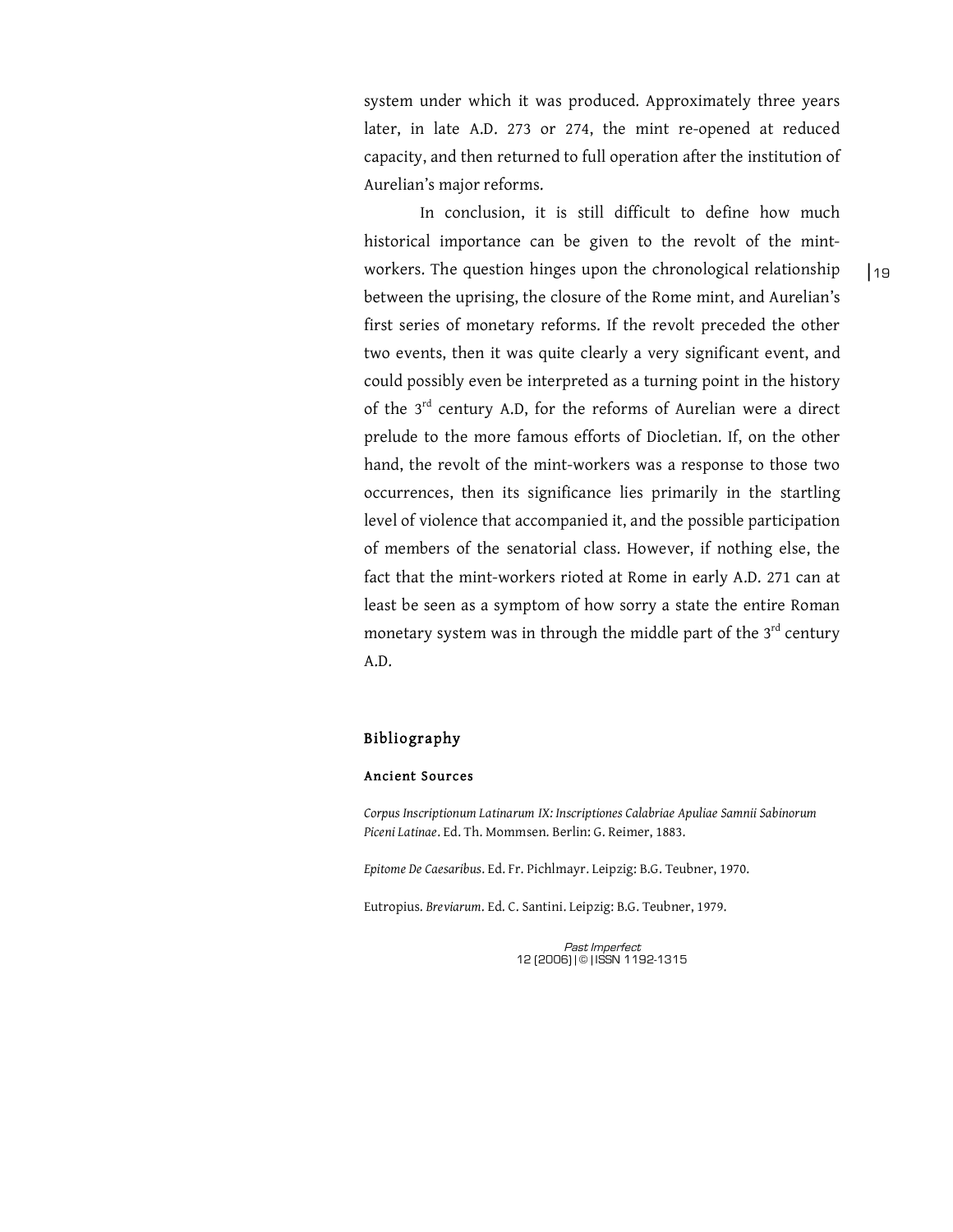system under which it was produced. Approximately three years later, in late A.D. 273 or 274, the mint re-opened at reduced capacity, and then returned to full operation after the institution of Aurelian's major reforms.

In conclusion, it is still difficult to define how much historical importance can be given to the revolt of the mint-workers. The question hinges upon the chronological relationship between the uprising, the closure of the Rome mint, and Aurelian's first series of monetary reforms. If the revolt preceded the other two events, then it was quite clearly a very significant event, and could possibly even be interpreted as a turning point in the history of the 3rd century A.D, for the reforms of Aurelian were a direct prelude to the more famous efforts of Diocletian. If, on the other hand, the revolt of the mint-workers was a response to those two occurrences, then its significance lies primarily in the startling level of violence that accompanied it, and the possible participation of members of the senatorial class. However, if nothing else, the fact that the mint-workers rioted at Rome in early A.D. 271 can at least be seen as a symptom of how sorry a state the entire Roman monetary system was in through the middle part of the 3rd century A.D.

## Bibliography

### Ancient Sources

*Corpus Inscriptionum Latinarum IX: Inscriptiones Calabriae Apuliae Samnii Sabinorum Piceni Latinae*. Ed. Th. Mommsen. Berlin: G. Reimer, 1883.

*Epitome De Caesaribus*. Ed. Fr. Pichlmayr. Leipzig: B.G. Teubner, 1970.

Eutropius. *Breviarum*. Ed. C. Santini. Leipzig: B.G. Teubner, 1979.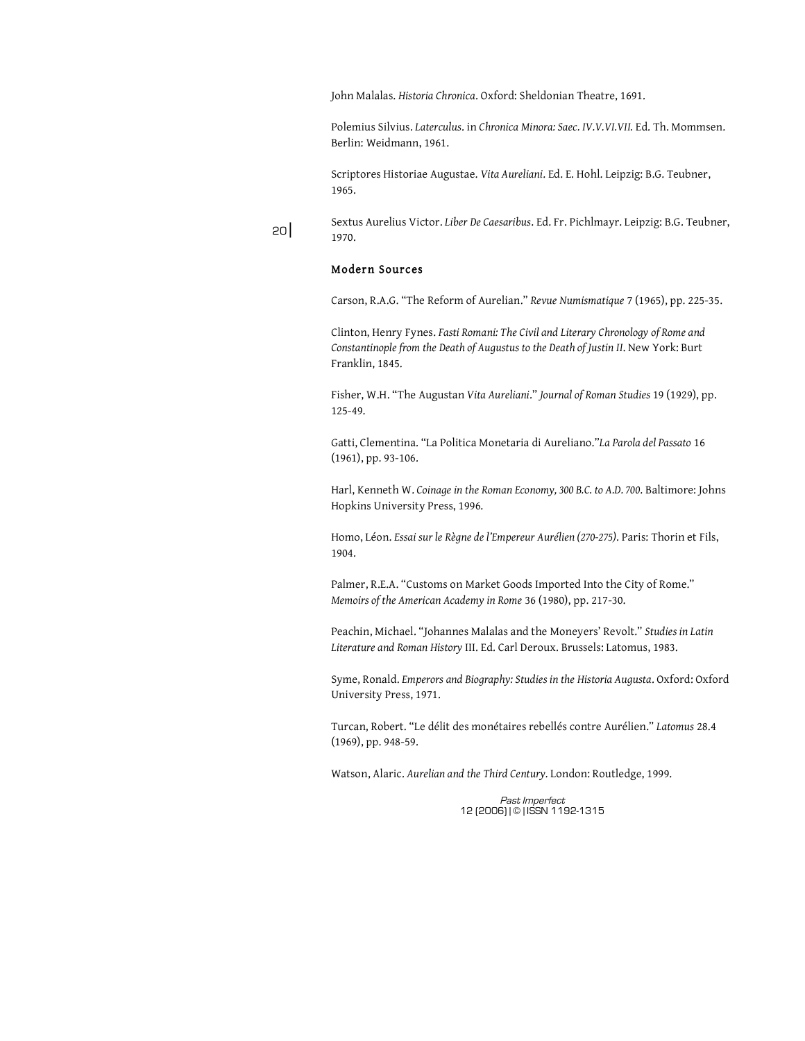John Malalas. *Historia Chronica*. Oxford: Sheldonian Theatre, 1691.

Polemius Silvius. *Laterculus*. in *Chronica Minora: Saec. IV.V.VI.VII.* Ed. Th. Mommsen. Berlin: Weidmann, 1961.

Scriptores Historiae Augustae. *Vita Aureliani*. Ed. E. Hohl. Leipzig: B.G. Teubner, 1965.

Sextus Aurelius Victor. *Liber De Caesaribus*. Ed. Fr. Pichlmayr. Leipzig: B.G. Teubner, 1970.

### Modern Sources

Carson, R.A.G. "The Reform of Aurelian." *Revue Numismatique* 7 (1965), pp. 225-35.

Clinton, Henry Fynes. *Fasti Romani: The Civil and Literary Chronology of Rome and Constantinople from the Death of Augustus to the Death of Justin II*. New York: Burt Franklin, 1845.

Fisher, W.H. "The Augustan *Vita Aureliani*." *Journal of Roman Studies* 19 (1929), pp. 125-49.

Gatti, Clementina. "La Politica Monetaria di Aureliano."*La Parola del Passato* 16 (1961), pp. 93-106.

Harl, Kenneth W. *Coinage in the Roman Economy, 300 B.C. to A.D. 700*. Baltimore: Johns Hopkins University Press, 1996.

Homo, Léon. *Essai sur le Règne de l'Empereur Aurélien (270-275)*. Paris: Thorin et Fils, 1904.

Palmer, R.E.A. "Customs on Market Goods Imported Into the City of Rome." *Memoirs of the American Academy in Rome* 36 (1980), pp. 217-30.

Peachin, Michael. "Johannes Malalas and the Moneyers' Revolt." *Studies in Latin Literature and Roman History* III. Ed. Carl Deroux. Brussels: Latomus, 1983.

Syme, Ronald. *Emperors and Biography: Studies in the Historia Augusta*. Oxford: Oxford University Press, 1971.

Turcan, Robert. "Le délit des monétaires rebellés contre Aurélien." *Latomus* 28.4 (1969), pp. 948-59.

Watson, Alaric. *Aurelian and the Third Century*. London: Routledge, 1999.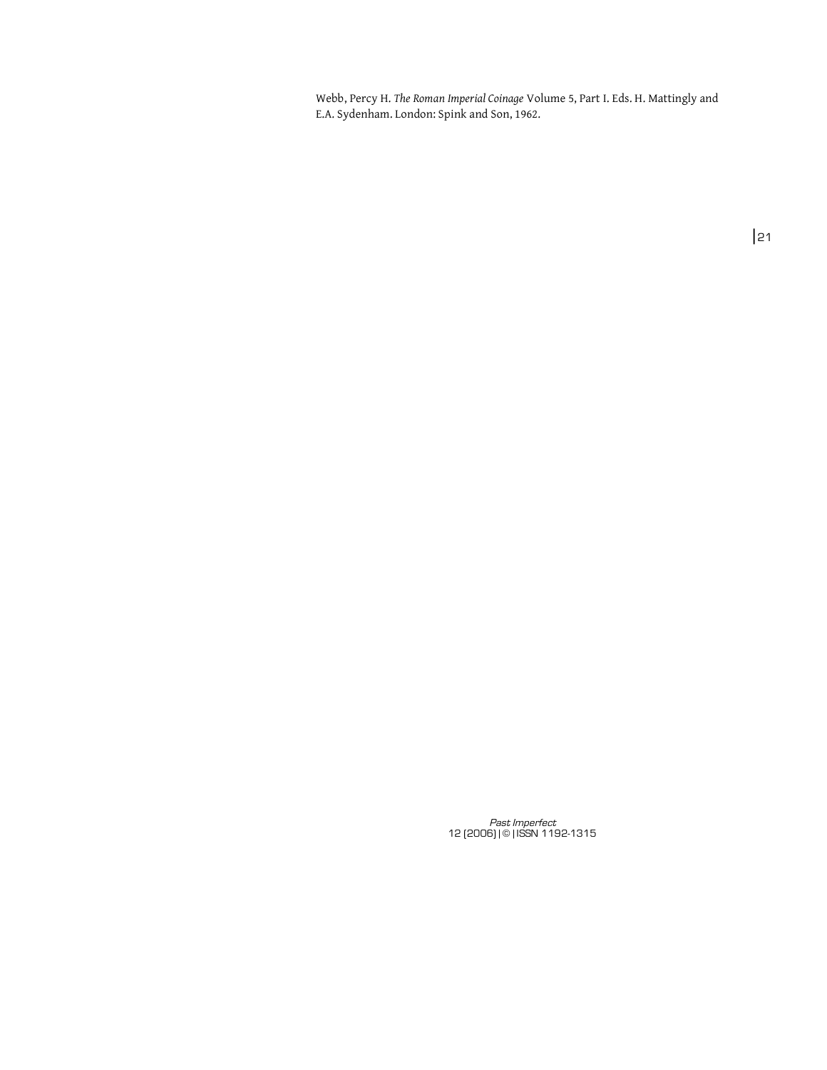Webb, Percy H. *The Roman Imperial Coinage* Volume 5, Part I. Eds. H. Mattingly and E.A. Sydenham. London: Spink and Son, 1962.